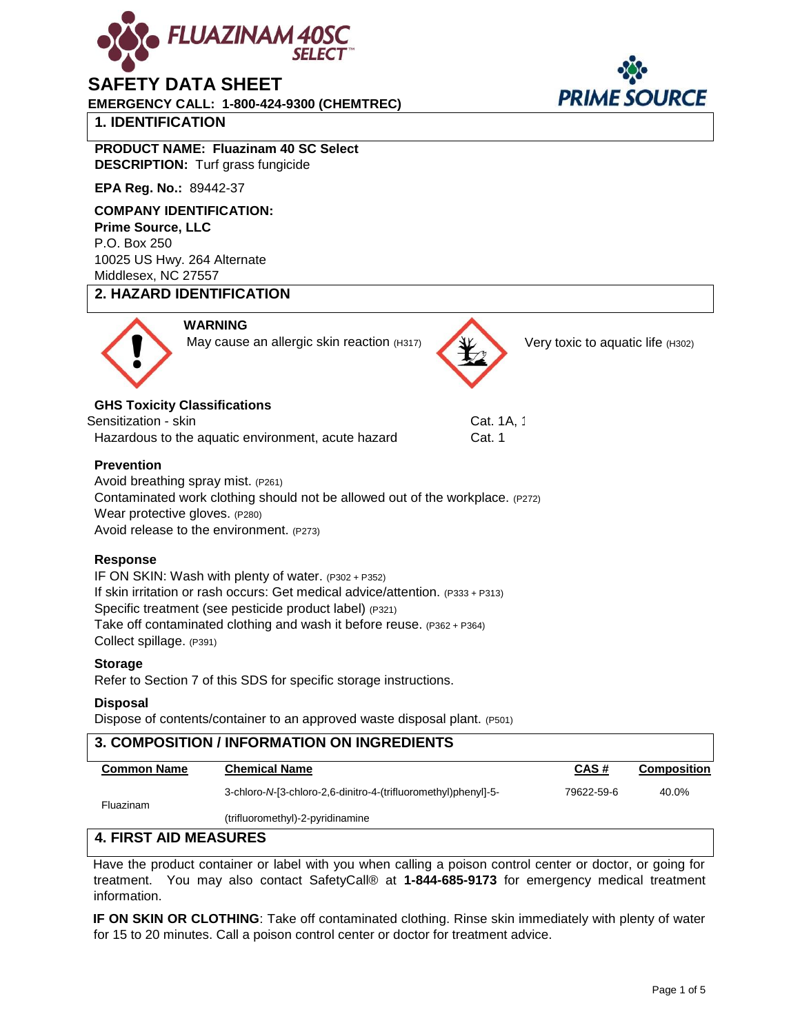# FLUAZINAM 40SC SELECT

# SAFETY DATA SHEET

**EMERGENCY CALL: 1-800-424-9300 (CHEMTREC)**

PRIME SOURCE

## 1. IDENTIFICATION

**PRODUCT NAME: Fluazinam 40 SC Select**
**DESCRIPTION:** Turf grass fungicide

**EPA Reg. No.:** 89442-37

**COMPANY IDENTIFICATION:**
**Prime Source, LLC**
P.O. Box 250
10025 US Hwy. 264 Alternate
Middlesex, NC 27557

## 2. HAZARD IDENTIFICATION

**WARNING**

May cause an allergic skin reaction (H317)

Very toxic to aquatic life (H302)

**GHS Toxicity Classifications**

| | |
|---|---|
| Sensitization - skin | Cat. 1A, 1 |
| Hazardous to the aquatic environment, acute hazard | Cat. 1 |

**Prevention**

Avoid breathing spray mist. (P261)
Contaminated work clothing should not be allowed out of the workplace. (P272)
Wear protective gloves. (P280)
Avoid release to the environment. (P273)

**Response**

IF ON SKIN: Wash with plenty of water. (P302 + P352)
If skin irritation or rash occurs: Get medical advice/attention. (P333 + P313)
Specific treatment (see pesticide product label) (P321)
Take off contaminated clothing and wash it before reuse. (P362 + P364)
Collect spillage. (P391)

**Storage**

Refer to Section 7 of this SDS for specific storage instructions.

**Disposal**

Dispose of contents/container to an approved waste disposal plant. (P501)

## 3. COMPOSITION / INFORMATION ON INGREDIENTS

| Common Name | Chemical Name | CAS # | Composition |
|---|---|---|---|
| Fluazinam | 3-chloro-*N*-[3-chloro-2,6-dinitro-4-(trifluoromethyl)phenyl]-5-(trifluoromethyl)-2-pyridinamine | 79622-59-6 | 40.0% |

## 4. FIRST AID MEASURES

Have the product container or label with you when calling a poison control center or doctor, or going for treatment. You may also contact SafetyCall® at **1-844-685-9173** for emergency medical treatment information.

**IF ON SKIN OR CLOTHING**: Take off contaminated clothing. Rinse skin immediately with plenty of water for 15 to 20 minutes. Call a poison control center or doctor for treatment advice.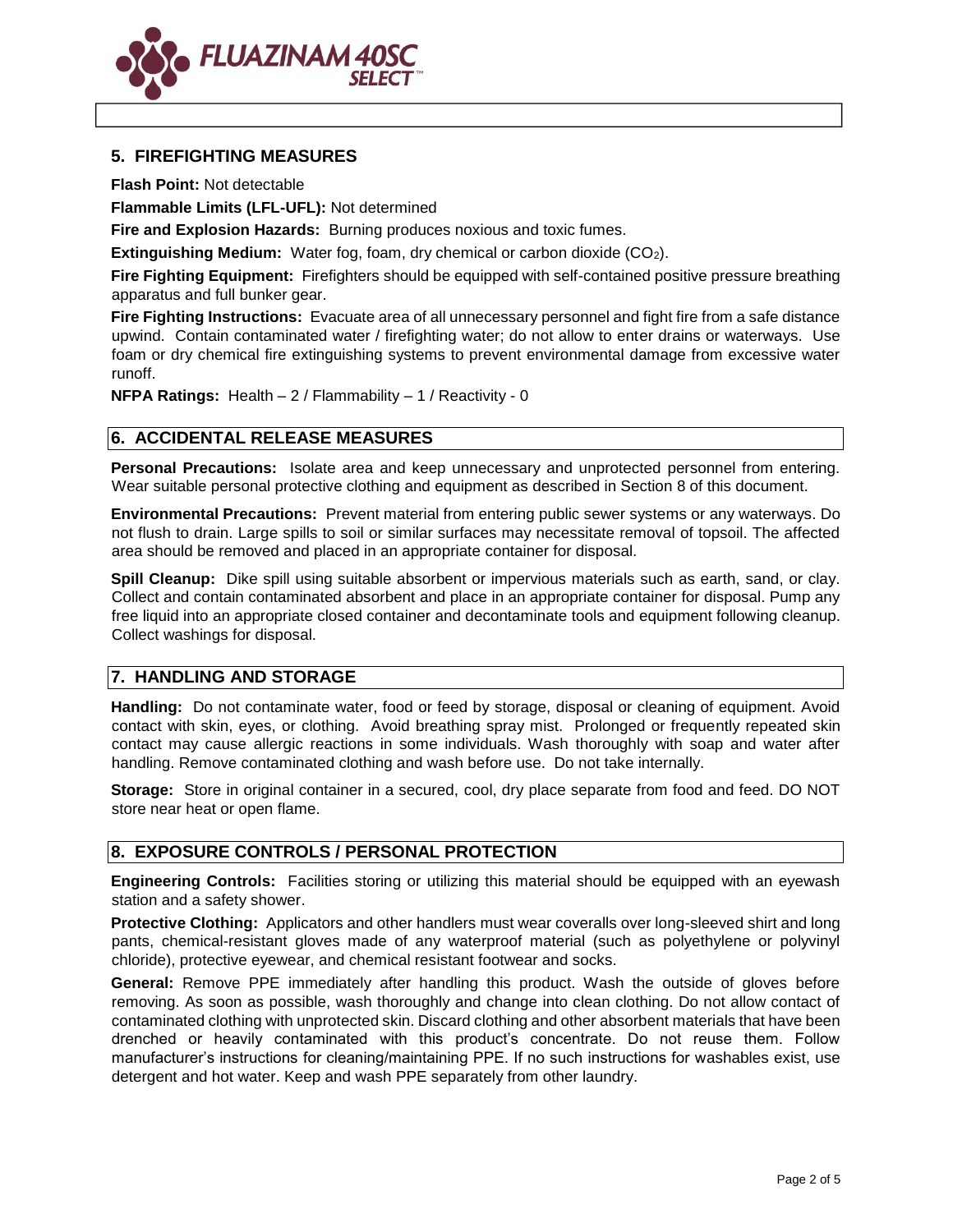## 5. FIREFIGHTING MEASURES

**Flash Point:** Not detectable

**Flammable Limits (LFL-UFL):** Not determined

**Fire and Explosion Hazards:** Burning produces noxious and toxic fumes.

**Extinguishing Medium:** Water fog, foam, dry chemical or carbon dioxide ($CO_2$).

**Fire Fighting Equipment:** Firefighters should be equipped with self-contained positive pressure breathing apparatus and full bunker gear.

**Fire Fighting Instructions:** Evacuate area of all unnecessary personnel and fight fire from a safe distance upwind. Contain contaminated water / firefighting water; do not allow to enter drains or waterways. Use foam or dry chemical fire extinguishing systems to prevent environmental damage from excessive water runoff.

**NFPA Ratings:** Health – 2 / Flammability – 1 / Reactivity - 0

## 6. ACCIDENTAL RELEASE MEASURES

**Personal Precautions:** Isolate area and keep unnecessary and unprotected personnel from entering. Wear suitable personal protective clothing and equipment as described in Section 8 of this document.

**Environmental Precautions:** Prevent material from entering public sewer systems or any waterways. Do not flush to drain. Large spills to soil or similar surfaces may necessitate removal of topsoil. The affected area should be removed and placed in an appropriate container for disposal.

**Spill Cleanup:** Dike spill using suitable absorbent or impervious materials such as earth, sand, or clay. Collect and contain contaminated absorbent and place in an appropriate container for disposal. Pump any free liquid into an appropriate closed container and decontaminate tools and equipment following cleanup. Collect washings for disposal.

## 7. HANDLING AND STORAGE

**Handling:** Do not contaminate water, food or feed by storage, disposal or cleaning of equipment. Avoid contact with skin, eyes, or clothing. Avoid breathing spray mist. Prolonged or frequently repeated skin contact may cause allergic reactions in some individuals. Wash thoroughly with soap and water after handling. Remove contaminated clothing and wash before use. Do not take internally.

**Storage:** Store in original container in a secured, cool, dry place separate from food and feed. DO NOT store near heat or open flame.

## 8. EXPOSURE CONTROLS / PERSONAL PROTECTION

**Engineering Controls:** Facilities storing or utilizing this material should be equipped with an eyewash station and a safety shower.

**Protective Clothing:** Applicators and other handlers must wear coveralls over long-sleeved shirt and long pants, chemical-resistant gloves made of any waterproof material (such as polyethylene or polyvinyl chloride), protective eyewear, and chemical resistant footwear and socks.

**General:** Remove PPE immediately after handling this product. Wash the outside of gloves before removing. As soon as possible, wash thoroughly and change into clean clothing. Do not allow contact of contaminated clothing with unprotected skin. Discard clothing and other absorbent materials that have been drenched or heavily contaminated with this product's concentrate. Do not reuse them. Follow manufacturer's instructions for cleaning/maintaining PPE. If no such instructions for washables exist, use detergent and hot water. Keep and wash PPE separately from other laundry.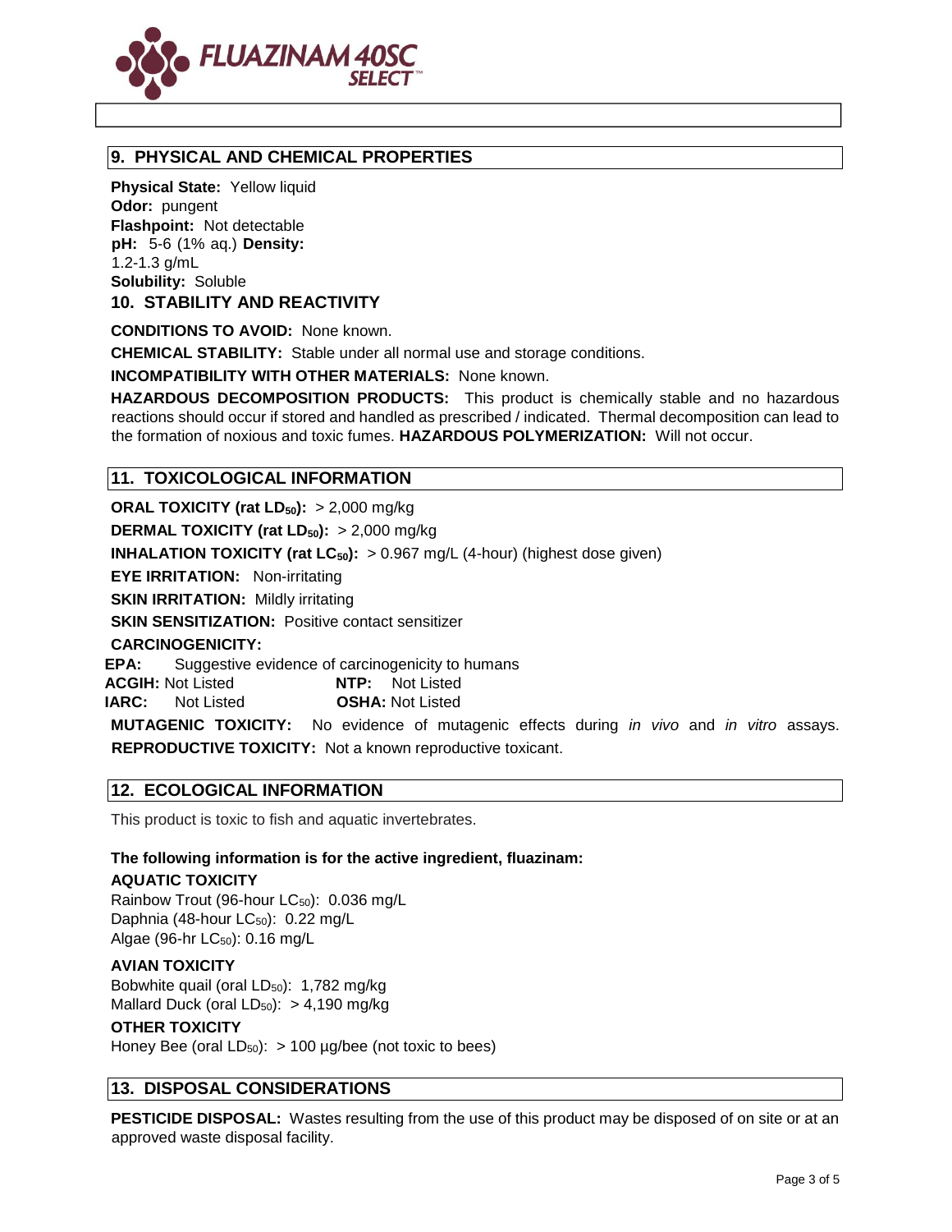## 9. PHYSICAL AND CHEMICAL PROPERTIES

**Physical State:** Yellow liquid
**Odor:** pungent
**Flashpoint:** Not detectable
**pH:** 5-6 (1% aq.) **Density:** 1.2-1.3 g/mL
**Solubility:** Soluble

## 10. STABILITY AND REACTIVITY

**CONDITIONS TO AVOID:** None known.

**CHEMICAL STABILITY:** Stable under all normal use and storage conditions.

**INCOMPATIBILITY WITH OTHER MATERIALS:** None known.

**HAZARDOUS DECOMPOSITION PRODUCTS:** This product is chemically stable and no hazardous reactions should occur if stored and handled as prescribed / indicated. Thermal decomposition can lead to the formation of noxious and toxic fumes. **HAZARDOUS POLYMERIZATION:** Will not occur.

## 11. TOXICOLOGICAL INFORMATION

**ORAL TOXICITY (rat $LD_{50}$):** > 2,000 mg/kg

**DERMAL TOXICITY (rat $LD_{50}$):** > 2,000 mg/kg

**INHALATION TOXICITY (rat $LC_{50}$):** > 0.967 mg/L (4-hour) (highest dose given)

**EYE IRRITATION:** Non-irritating

**SKIN IRRITATION:** Mildly irritating

**SKIN SENSITIZATION:** Positive contact sensitizer

**CARCINOGENICITY:**
**EPA:** Suggestive evidence of carcinogenicity to humans
**ACGIH:** Not Listed **NTP:** Not Listed
**IARC:** Not Listed **OSHA:** Not Listed

**MUTAGENIC TOXICITY:** No evidence of mutagenic effects during *in vivo* and *in vitro* assays.
**REPRODUCTIVE TOXICITY:** Not a known reproductive toxicant.

## 12. ECOLOGICAL INFORMATION

This product is toxic to fish and aquatic invertebrates.

**The following information is for the active ingredient, fluazinam:**

**AQUATIC TOXICITY**
Rainbow Trout (96-hour $LC_{50}$): 0.036 mg/L
Daphnia (48-hour $LC_{50}$): 0.22 mg/L
Algae (96-hr $LC_{50}$): 0.16 mg/L

**AVIAN TOXICITY**
Bobwhite quail (oral $LD_{50}$): 1,782 mg/kg
Mallard Duck (oral $LD_{50}$): > 4,190 mg/kg

**OTHER TOXICITY**
Honey Bee (oral $LD_{50}$): > 100 µg/bee (not toxic to bees)

## 13. DISPOSAL CONSIDERATIONS

**PESTICIDE DISPOSAL:** Wastes resulting from the use of this product may be disposed of on site or at an approved waste disposal facility.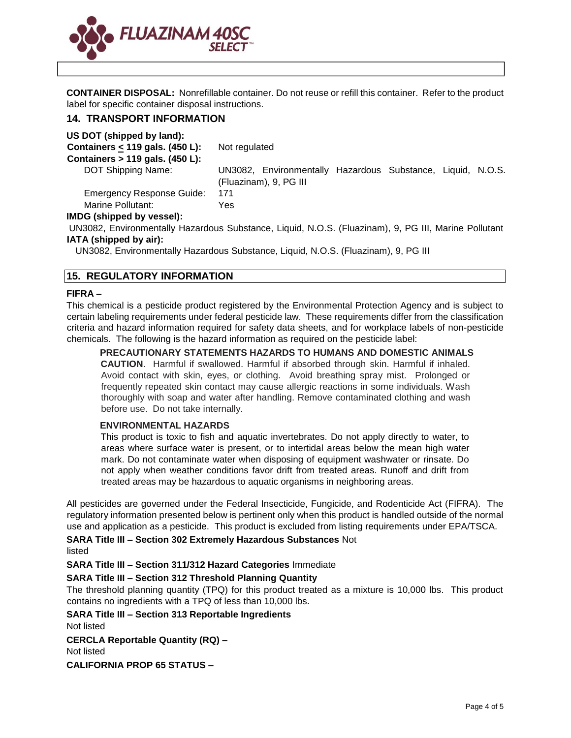**CONTAINER DISPOSAL:** Nonrefillable container. Do not reuse or refill this container. Refer to the product label for specific container disposal instructions.

## 14. TRANSPORT INFORMATION

**US DOT (shipped by land):**

**Containers ≤ 119 gals. (450 L):** Not regulated

**Containers > 119 gals. (450 L):**

| | |
|---|---|
| DOT Shipping Name: | UN3082, Environmentally Hazardous Substance, Liquid, N.O.S. (Fluazinam), 9, PG III |
| Emergency Response Guide: | 171 |
| Marine Pollutant: | Yes |

**IMDG (shipped by vessel):**

UN3082, Environmentally Hazardous Substance, Liquid, N.O.S. (Fluazinam), 9, PG III, Marine Pollutant

**IATA (shipped by air):**

UN3082, Environmentally Hazardous Substance, Liquid, N.O.S. (Fluazinam), 9, PG III

## 15. REGULATORY INFORMATION

**FIFRA –**

This chemical is a pesticide product registered by the Environmental Protection Agency and is subject to certain labeling requirements under federal pesticide law. These requirements differ from the classification criteria and hazard information required for safety data sheets, and for workplace labels of non-pesticide chemicals. The following is the hazard information as required on the pesticide label:

**PRECAUTIONARY STATEMENTS HAZARDS TO HUMANS AND DOMESTIC ANIMALS**

**CAUTION**. Harmful if swallowed. Harmful if absorbed through skin. Harmful if inhaled. Avoid contact with skin, eyes, or clothing. Avoid breathing spray mist. Prolonged or frequently repeated skin contact may cause allergic reactions in some individuals. Wash thoroughly with soap and water after handling. Remove contaminated clothing and wash before use. Do not take internally.

**ENVIRONMENTAL HAZARDS**

This product is toxic to fish and aquatic invertebrates. Do not apply directly to water, to areas where surface water is present, or to intertidal areas below the mean high water mark. Do not contaminate water when disposing of equipment washwater or rinsate. Do not apply when weather conditions favor drift from treated areas. Runoff and drift from treated areas may be hazardous to aquatic organisms in neighboring areas.

All pesticides are governed under the Federal Insecticide, Fungicide, and Rodenticide Act (FIFRA). The regulatory information presented below is pertinent only when this product is handled outside of the normal use and application as a pesticide. This product is excluded from listing requirements under EPA/TSCA.

**SARA Title III – Section 302 Extremely Hazardous Substances** Not listed

**SARA Title III – Section 311/312 Hazard Categories** Immediate

**SARA Title III – Section 312 Threshold Planning Quantity**

The threshold planning quantity (TPQ) for this product treated as a mixture is 10,000 lbs. This product contains no ingredients with a TPQ of less than 10,000 lbs.

**SARA Title III – Section 313 Reportable Ingredients**

Not listed

**CERCLA Reportable Quantity (RQ) –**

Not listed

**CALIFORNIA PROP 65 STATUS –**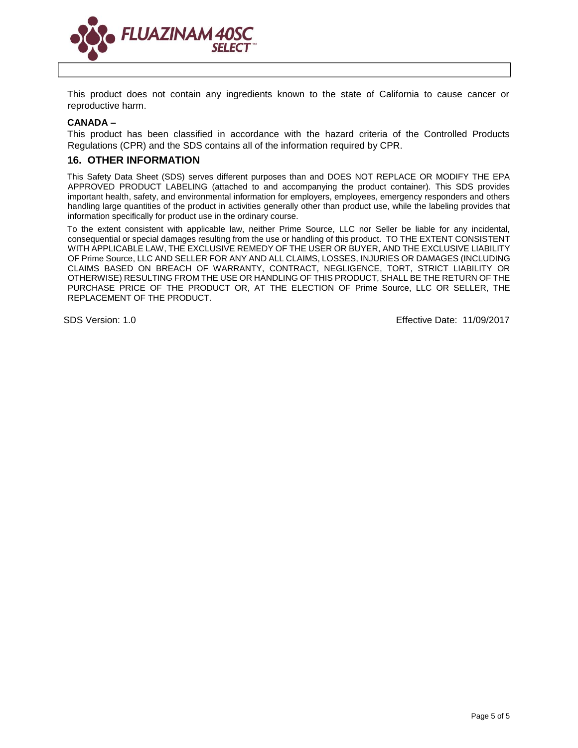This product does not contain any ingredients known to the state of California to cause cancer or reproductive harm.

**CANADA –**

This product has been classified in accordance with the hazard criteria of the Controlled Products Regulations (CPR) and the SDS contains all of the information required by CPR.

## 16. OTHER INFORMATION

This Safety Data Sheet (SDS) serves different purposes than and DOES NOT REPLACE OR MODIFY THE EPA APPROVED PRODUCT LABELING (attached to and accompanying the product container). This SDS provides important health, safety, and environmental information for employers, employees, emergency responders and others handling large quantities of the product in activities generally other than product use, while the labeling provides that information specifically for product use in the ordinary course.

To the extent consistent with applicable law, neither Prime Source, LLC nor Seller be liable for any incidental, consequential or special damages resulting from the use or handling of this product. TO THE EXTENT CONSISTENT WITH APPLICABLE LAW, THE EXCLUSIVE REMEDY OF THE USER OR BUYER, AND THE EXCLUSIVE LIABILITY OF Prime Source, LLC AND SELLER FOR ANY AND ALL CLAIMS, LOSSES, INJURIES OR DAMAGES (INCLUDING CLAIMS BASED ON BREACH OF WARRANTY, CONTRACT, NEGLIGENCE, TORT, STRICT LIABILITY OR OTHERWISE) RESULTING FROM THE USE OR HANDLING OF THIS PRODUCT, SHALL BE THE RETURN OF THE PURCHASE PRICE OF THE PRODUCT OR, AT THE ELECTION OF Prime Source, LLC OR SELLER, THE REPLACEMENT OF THE PRODUCT.

SDS Version: 1.0 Effective Date: 11/09/2017